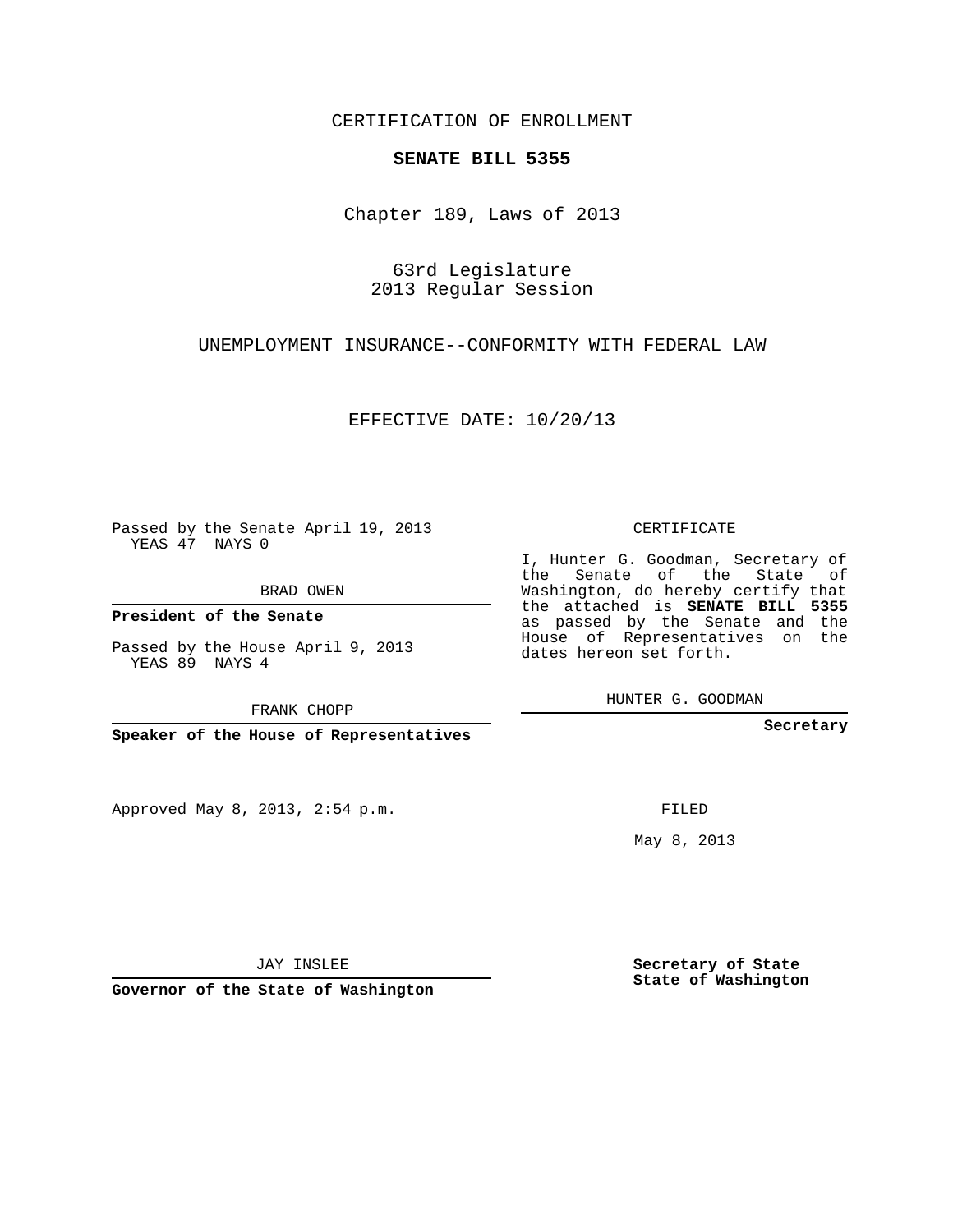CERTIFICATION OF ENROLLMENT

**SENATE BILL 5355**

Chapter 189, Laws of 2013

63rd Legislature
2013 Regular Session

UNEMPLOYMENT INSURANCE--CONFORMITY WITH FEDERAL LAW

EFFECTIVE DATE: 10/20/13

Passed by the Senate April 19, 2013
YEAS 47 NAYS 0

BRAD OWEN

**President of the Senate**

Passed by the House April 9, 2013
YEAS 89 NAYS 4

FRANK CHOPP

**Speaker of the House of Representatives**

Approved May 8, 2013, 2:54 p.m.

JAY INSLEE

**Governor of the State of Washington**

CERTIFICATE

I, Hunter G. Goodman, Secretary of the Senate of the State of Washington, do hereby certify that the attached is **SENATE BILL 5355** as passed by the Senate and the House of Representatives on the dates hereon set forth.

HUNTER G. GOODMAN

**Secretary**

FILED

May 8, 2013

**Secretary of State**
**State of Washington**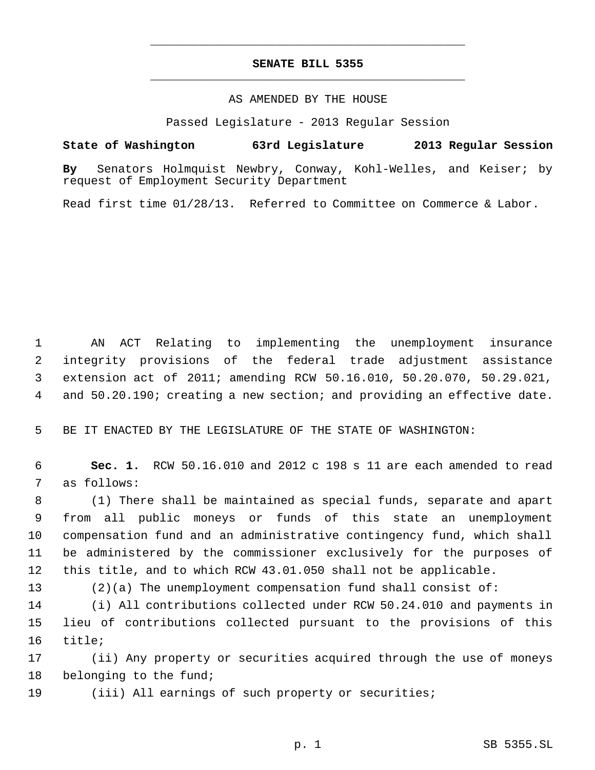# SENATE BILL 5355

AS AMENDED BY THE HOUSE

Passed Legislature - 2013 Regular Session

**State of Washington 63rd Legislature 2013 Regular Session**

**By** Senators Holmquist Newbry, Conway, Kohl-Welles, and Keiser; by request of Employment Security Department

Read first time 01/28/13. Referred to Committee on Commerce & Labor.

AN ACT Relating to implementing the unemployment insurance integrity provisions of the federal trade adjustment assistance extension act of 2011; amending RCW 50.16.010, 50.20.070, 50.29.021, and 50.20.190; creating a new section; and providing an effective date.

BE IT ENACTED BY THE LEGISLATURE OF THE STATE OF WASHINGTON:

**Sec. 1.** RCW 50.16.010 and 2012 c 198 s 11 are each amended to read as follows:

(1) There shall be maintained as special funds, separate and apart from all public moneys or funds of this state an unemployment compensation fund and an administrative contingency fund, which shall be administered by the commissioner exclusively for the purposes of this title, and to which RCW 43.01.050 shall not be applicable.

(2)(a) The unemployment compensation fund shall consist of:

(i) All contributions collected under RCW 50.24.010 and payments in lieu of contributions collected pursuant to the provisions of this title;

(ii) Any property or securities acquired through the use of moneys belonging to the fund;

(iii) All earnings of such property or securities;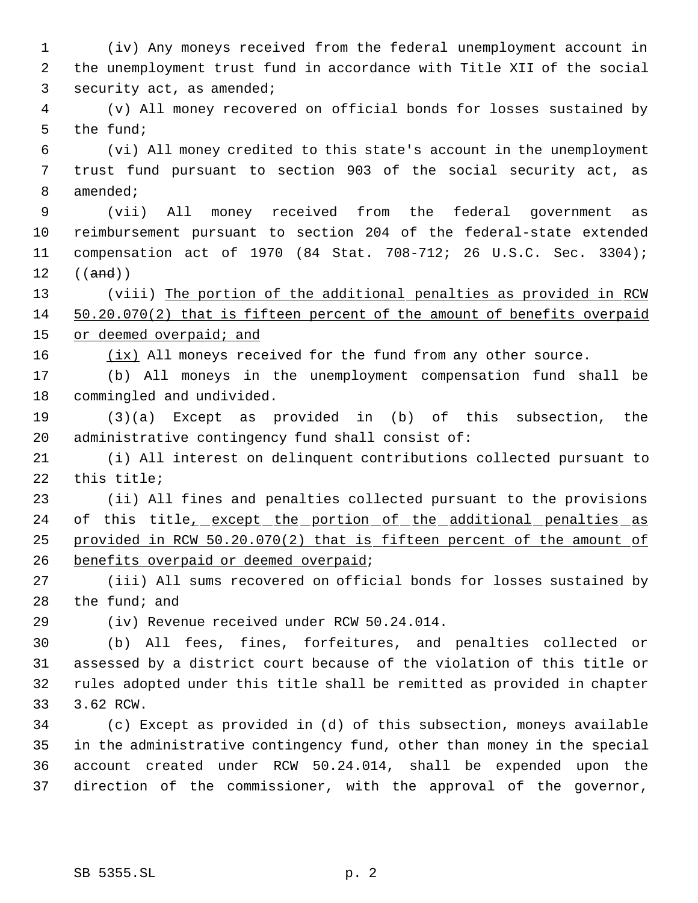(iv) Any moneys received from the federal unemployment account in the unemployment trust fund in accordance with Title XII of the social security act, as amended;

(v) All money recovered on official bonds for losses sustained by the fund;

(vi) All money credited to this state's account in the unemployment trust fund pursuant to section 903 of the social security act, as amended;

(vii) All money received from the federal government as reimbursement pursuant to section 204 of the federal-state extended compensation act of 1970 (84 Stat. 708-712; 26 U.S.C. Sec. 3304); ((~~and~~))

(viii) <u>The portion of the additional penalties as provided in RCW 50.20.070(2) that is fifteen percent of the amount of benefits overpaid or deemed overpaid; and</u>

<u>(ix)</u> All moneys received for the fund from any other source.

(b) All moneys in the unemployment compensation fund shall be commingled and undivided.

(3)(a) Except as provided in (b) of this subsection, the administrative contingency fund shall consist of:

(i) All interest on delinquent contributions collected pursuant to this title;

(ii) All fines and penalties collected pursuant to the provisions of this title<u>, except the portion of the additional penalties as provided in RCW 50.20.070(2) that is fifteen percent of the amount of benefits overpaid or deemed overpaid</u>;

(iii) All sums recovered on official bonds for losses sustained by the fund; and

(iv) Revenue received under RCW 50.24.014.

(b) All fees, fines, forfeitures, and penalties collected or assessed by a district court because of the violation of this title or rules adopted under this title shall be remitted as provided in chapter 3.62 RCW.

(c) Except as provided in (d) of this subsection, moneys available in the administrative contingency fund, other than money in the special account created under RCW 50.24.014, shall be expended upon the direction of the commissioner, with the approval of the governor,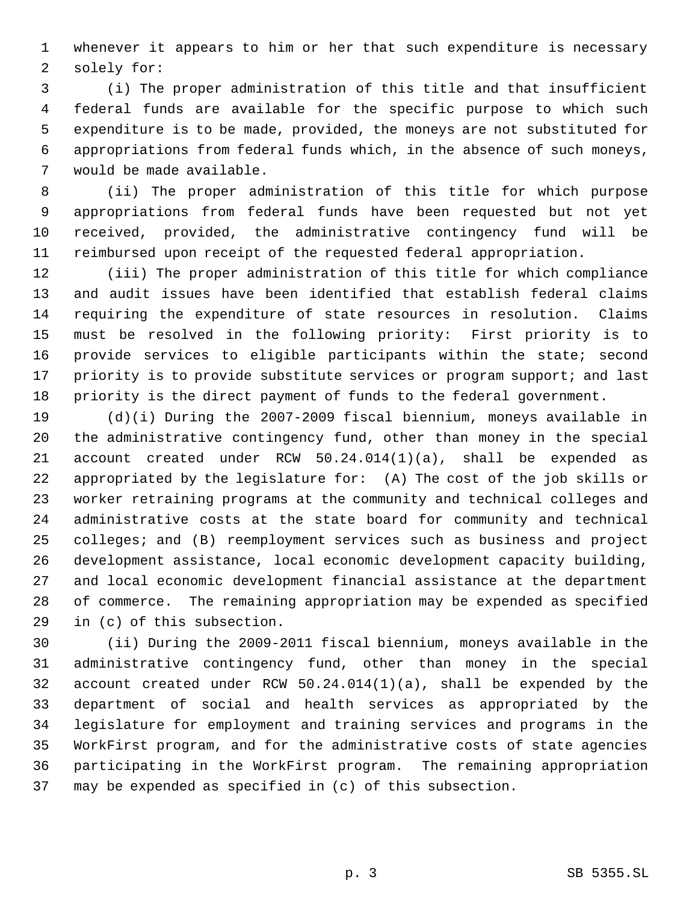whenever it appears to him or her that such expenditure is necessary solely for:

(i) The proper administration of this title and that insufficient federal funds are available for the specific purpose to which such expenditure is to be made, provided, the moneys are not substituted for appropriations from federal funds which, in the absence of such moneys, would be made available.

(ii) The proper administration of this title for which purpose appropriations from federal funds have been requested but not yet received, provided, the administrative contingency fund will be reimbursed upon receipt of the requested federal appropriation.

(iii) The proper administration of this title for which compliance and audit issues have been identified that establish federal claims requiring the expenditure of state resources in resolution. Claims must be resolved in the following priority: First priority is to provide services to eligible participants within the state; second priority is to provide substitute services or program support; and last priority is the direct payment of funds to the federal government.

(d)(i) During the 2007-2009 fiscal biennium, moneys available in the administrative contingency fund, other than money in the special account created under RCW 50.24.014(1)(a), shall be expended as appropriated by the legislature for: (A) The cost of the job skills or worker retraining programs at the community and technical colleges and administrative costs at the state board for community and technical colleges; and (B) reemployment services such as business and project development assistance, local economic development capacity building, and local economic development financial assistance at the department of commerce. The remaining appropriation may be expended as specified in (c) of this subsection.

(ii) During the 2009-2011 fiscal biennium, moneys available in the administrative contingency fund, other than money in the special account created under RCW 50.24.014(1)(a), shall be expended by the department of social and health services as appropriated by the legislature for employment and training services and programs in the WorkFirst program, and for the administrative costs of state agencies participating in the WorkFirst program. The remaining appropriation may be expended as specified in (c) of this subsection.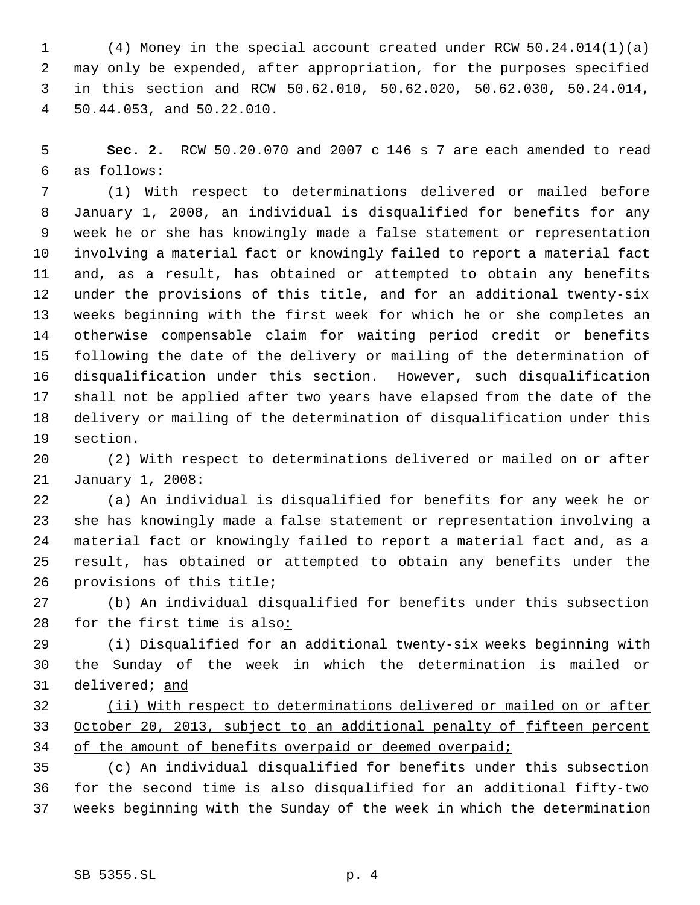(4) Money in the special account created under RCW 50.24.014(1)(a) may only be expended, after appropriation, for the purposes specified in this section and RCW 50.62.010, 50.62.020, 50.62.030, 50.24.014, 50.44.053, and 50.22.010.

**Sec. 2.** RCW 50.20.070 and 2007 c 146 s 7 are each amended to read as follows:

(1) With respect to determinations delivered or mailed before January 1, 2008, an individual is disqualified for benefits for any week he or she has knowingly made a false statement or representation involving a material fact or knowingly failed to report a material fact and, as a result, has obtained or attempted to obtain any benefits under the provisions of this title, and for an additional twenty-six weeks beginning with the first week for which he or she completes an otherwise compensable claim for waiting period credit or benefits following the date of the delivery or mailing of the determination of disqualification under this section. However, such disqualification shall not be applied after two years have elapsed from the date of the delivery or mailing of the determination of disqualification under this section.

(2) With respect to determinations delivered or mailed on or after January 1, 2008:

(a) An individual is disqualified for benefits for any week he or she has knowingly made a false statement or representation involving a material fact or knowingly failed to report a material fact and, as a result, has obtained or attempted to obtain any benefits under the provisions of this title;

(b) An individual disqualified for benefits under this subsection for the first time is also<u>:</u>

<u>(i) D</u>isqualified for an additional twenty-six weeks beginning with the Sunday of the week in which the determination is mailed or delivered; <u>and</u>

<u>(ii) With respect to determinations delivered or mailed on or after October 20, 2013, subject to an additional penalty of fifteen percent of the amount of benefits overpaid or deemed overpaid;</u>

(c) An individual disqualified for benefits under this subsection for the second time is also disqualified for an additional fifty-two weeks beginning with the Sunday of the week in which the determination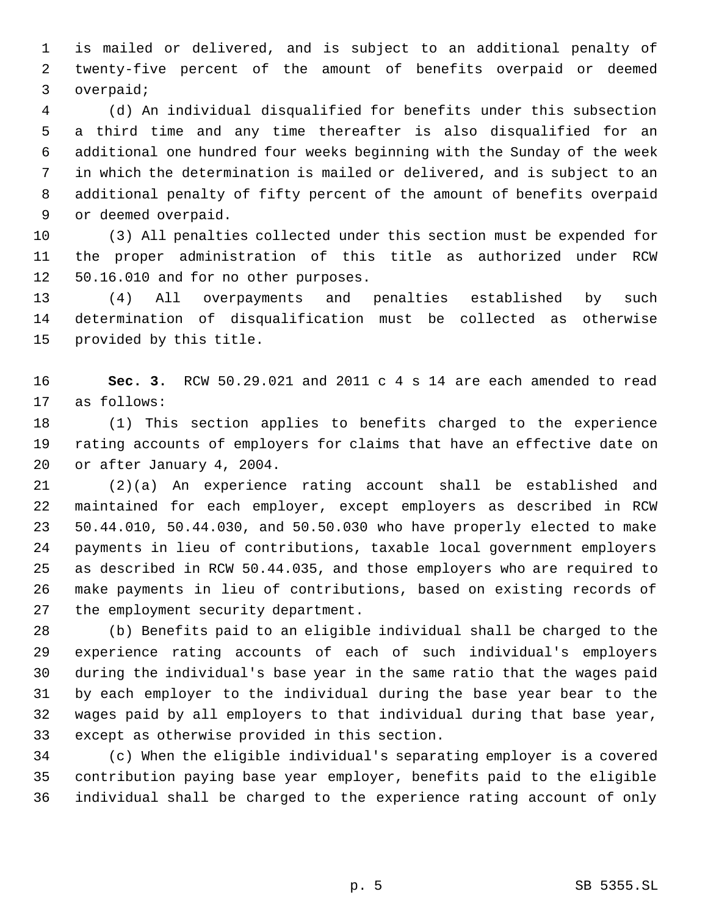is mailed or delivered, and is subject to an additional penalty of twenty-five percent of the amount of benefits overpaid or deemed overpaid;

(d) An individual disqualified for benefits under this subsection a third time and any time thereafter is also disqualified for an additional one hundred four weeks beginning with the Sunday of the week in which the determination is mailed or delivered, and is subject to an additional penalty of fifty percent of the amount of benefits overpaid or deemed overpaid.

(3) All penalties collected under this section must be expended for the proper administration of this title as authorized under RCW 50.16.010 and for no other purposes.

(4) All overpayments and penalties established by such determination of disqualification must be collected as otherwise provided by this title.

**Sec. 3.** RCW 50.29.021 and 2011 c 4 s 14 are each amended to read as follows:

(1) This section applies to benefits charged to the experience rating accounts of employers for claims that have an effective date on or after January 4, 2004.

(2)(a) An experience rating account shall be established and maintained for each employer, except employers as described in RCW 50.44.010, 50.44.030, and 50.50.030 who have properly elected to make payments in lieu of contributions, taxable local government employers as described in RCW 50.44.035, and those employers who are required to make payments in lieu of contributions, based on existing records of the employment security department.

(b) Benefits paid to an eligible individual shall be charged to the experience rating accounts of each of such individual's employers during the individual's base year in the same ratio that the wages paid by each employer to the individual during the base year bear to the wages paid by all employers to that individual during that base year, except as otherwise provided in this section.

(c) When the eligible individual's separating employer is a covered contribution paying base year employer, benefits paid to the eligible individual shall be charged to the experience rating account of only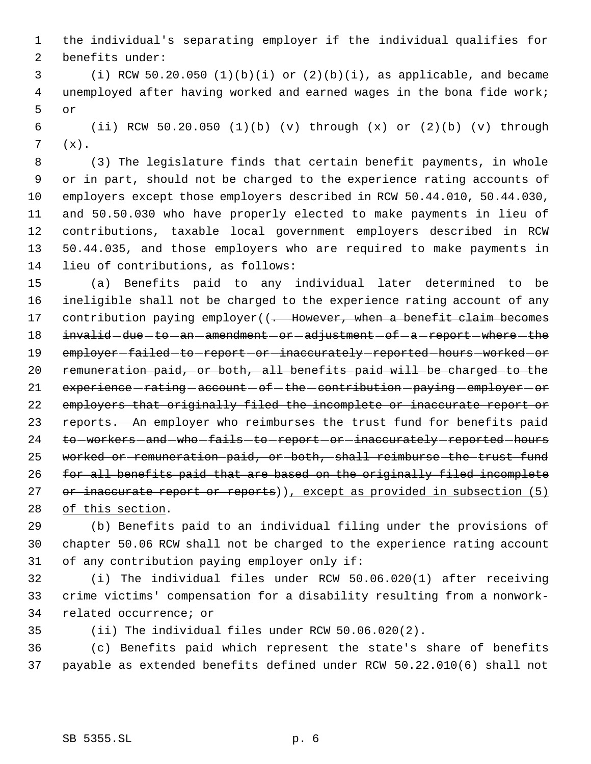the individual's separating employer if the individual qualifies for benefits under:

(i) RCW 50.20.050 (1)(b)(i) or (2)(b)(i), as applicable, and became unemployed after having worked and earned wages in the bona fide work; or

(ii) RCW 50.20.050 (1)(b) (v) through (x) or (2)(b) (v) through (x).

(3) The legislature finds that certain benefit payments, in whole or in part, should not be charged to the experience rating accounts of employers except those employers described in RCW 50.44.010, 50.44.030, and 50.50.030 who have properly elected to make payments in lieu of contributions, taxable local government employers described in RCW 50.44.035, and those employers who are required to make payments in lieu of contributions, as follows:

(a) Benefits paid to any individual later determined to be ineligible shall not be charged to the experience rating account of any contribution paying employer((~~. However, when a benefit claim becomes invalid due to an amendment or adjustment of a report where the employer failed to report or inaccurately reported hours worked or remuneration paid, or both, all benefits paid will be charged to the experience rating account of the contribution paying employer or employers that originally filed the incomplete or inaccurate report or reports. An employer who reimburses the trust fund for benefits paid to workers and who fails to report or inaccurately reported hours worked or remuneration paid, or both, shall reimburse the trust fund for all benefits paid that are based on the originally filed incomplete or inaccurate report or reports~~))<u>, except as provided in subsection (5) of this section</u>.

(b) Benefits paid to an individual filing under the provisions of chapter 50.06 RCW shall not be charged to the experience rating account of any contribution paying employer only if:

(i) The individual files under RCW 50.06.020(1) after receiving crime victims' compensation for a disability resulting from a nonwork-related occurrence; or

(ii) The individual files under RCW 50.06.020(2).

(c) Benefits paid which represent the state's share of benefits payable as extended benefits defined under RCW 50.22.010(6) shall not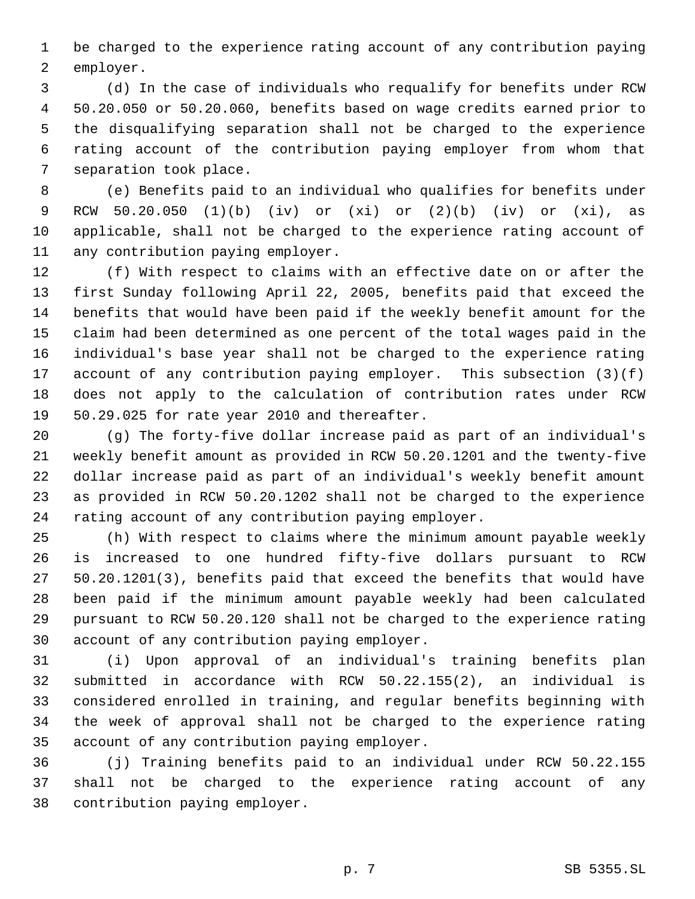be charged to the experience rating account of any contribution paying employer.

(d) In the case of individuals who requalify for benefits under RCW 50.20.050 or 50.20.060, benefits based on wage credits earned prior to the disqualifying separation shall not be charged to the experience rating account of the contribution paying employer from whom that separation took place.

(e) Benefits paid to an individual who qualifies for benefits under RCW 50.20.050 (1)(b) (iv) or (xi) or (2)(b) (iv) or (xi), as applicable, shall not be charged to the experience rating account of any contribution paying employer.

(f) With respect to claims with an effective date on or after the first Sunday following April 22, 2005, benefits paid that exceed the benefits that would have been paid if the weekly benefit amount for the claim had been determined as one percent of the total wages paid in the individual's base year shall not be charged to the experience rating account of any contribution paying employer. This subsection (3)(f) does not apply to the calculation of contribution rates under RCW 50.29.025 for rate year 2010 and thereafter.

(g) The forty-five dollar increase paid as part of an individual's weekly benefit amount as provided in RCW 50.20.1201 and the twenty-five dollar increase paid as part of an individual's weekly benefit amount as provided in RCW 50.20.1202 shall not be charged to the experience rating account of any contribution paying employer.

(h) With respect to claims where the minimum amount payable weekly is increased to one hundred fifty-five dollars pursuant to RCW 50.20.1201(3), benefits paid that exceed the benefits that would have been paid if the minimum amount payable weekly had been calculated pursuant to RCW 50.20.120 shall not be charged to the experience rating account of any contribution paying employer.

(i) Upon approval of an individual's training benefits plan submitted in accordance with RCW 50.22.155(2), an individual is considered enrolled in training, and regular benefits beginning with the week of approval shall not be charged to the experience rating account of any contribution paying employer.

(j) Training benefits paid to an individual under RCW 50.22.155 shall not be charged to the experience rating account of any contribution paying employer.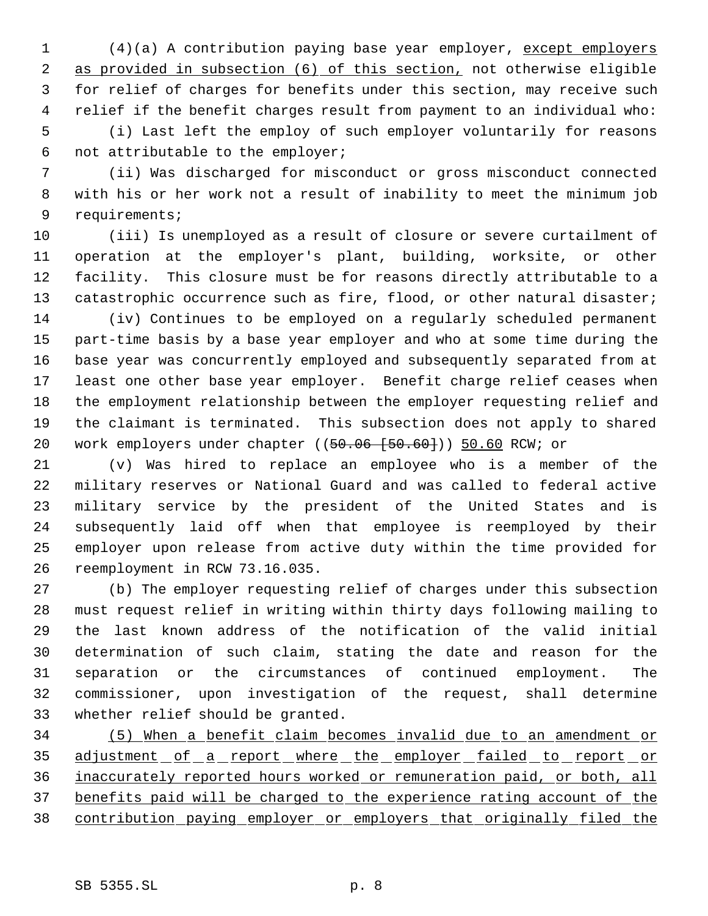(4)(a) A contribution paying base year employer, <u>except employers as provided in subsection (6) of this section,</u> not otherwise eligible for relief of charges for benefits under this section, may receive such relief if the benefit charges result from payment to an individual who:

(i) Last left the employ of such employer voluntarily for reasons not attributable to the employer;

(ii) Was discharged for misconduct or gross misconduct connected with his or her work not a result of inability to meet the minimum job requirements;

(iii) Is unemployed as a result of closure or severe curtailment of operation at the employer's plant, building, worksite, or other facility. This closure must be for reasons directly attributable to a catastrophic occurrence such as fire, flood, or other natural disaster;

(iv) Continues to be employed on a regularly scheduled permanent part-time basis by a base year employer and who at some time during the base year was concurrently employed and subsequently separated from at least one other base year employer. Benefit charge relief ceases when the employment relationship between the employer requesting relief and the claimant is terminated. This subsection does not apply to shared work employers under chapter ((~~50.06 [50.60]~~)) <u>50.60</u> RCW; or

(v) Was hired to replace an employee who is a member of the military reserves or National Guard and was called to federal active military service by the president of the United States and is subsequently laid off when that employee is reemployed by their employer upon release from active duty within the time provided for reemployment in RCW 73.16.035.

(b) The employer requesting relief of charges under this subsection must request relief in writing within thirty days following mailing to the last known address of the notification of the valid initial determination of such claim, stating the date and reason for the separation or the circumstances of continued employment. The commissioner, upon investigation of the request, shall determine whether relief should be granted.

<u>(5) When a benefit claim becomes invalid due to an amendment or adjustment of a report where the employer failed to report or inaccurately reported hours worked or remuneration paid, or both, all benefits paid will be charged to the experience rating account of the contribution paying employer or employers that originally filed the</u>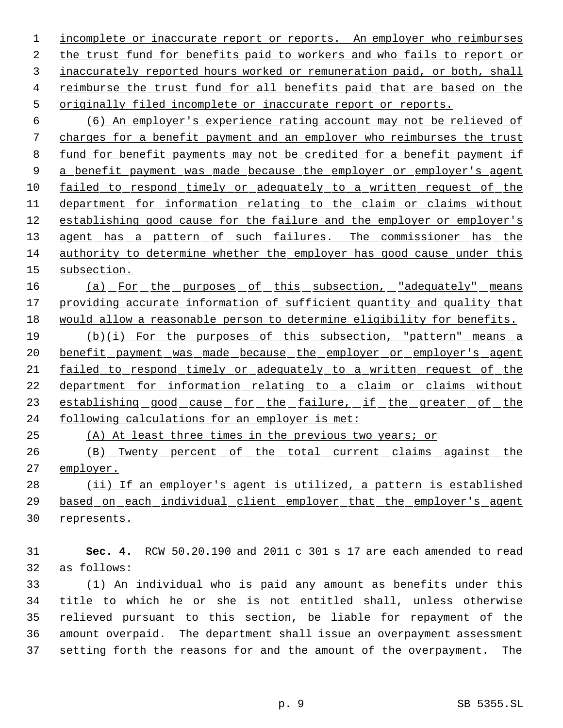incomplete or inaccurate report or reports. An employer who reimburses the trust fund for benefits paid to workers and who fails to report or inaccurately reported hours worked or remuneration paid, or both, shall reimburse the trust fund for all benefits paid that are based on the originally filed incomplete or inaccurate report or reports.

(6) An employer's experience rating account may not be relieved of charges for a benefit payment and an employer who reimburses the trust fund for benefit payments may not be credited for a benefit payment if a benefit payment was made because the employer or employer's agent failed to respond timely or adequately to a written request of the department for information relating to the claim or claims without establishing good cause for the failure and the employer or employer's agent has a pattern of such failures. The commissioner has the authority to determine whether the employer has good cause under this subsection.

(a) For the purposes of this subsection, "adequately" means providing accurate information of sufficient quantity and quality that would allow a reasonable person to determine eligibility for benefits.

(b)(i) For the purposes of this subsection, "pattern" means a benefit payment was made because the employer or employer's agent failed to respond timely or adequately to a written request of the department for information relating to a claim or claims without establishing good cause for the failure, if the greater of the following calculations for an employer is met:

(A) At least three times in the previous two years; or

(B) Twenty percent of the total current claims against the employer.

(ii) If an employer's agent is utilized, a pattern is established based on each individual client employer that the employer's agent represents.

**Sec. 4.** RCW 50.20.190 and 2011 c 301 s 17 are each amended to read as follows:

(1) An individual who is paid any amount as benefits under this title to which he or she is not entitled shall, unless otherwise relieved pursuant to this section, be liable for repayment of the amount overpaid. The department shall issue an overpayment assessment setting forth the reasons for and the amount of the overpayment. The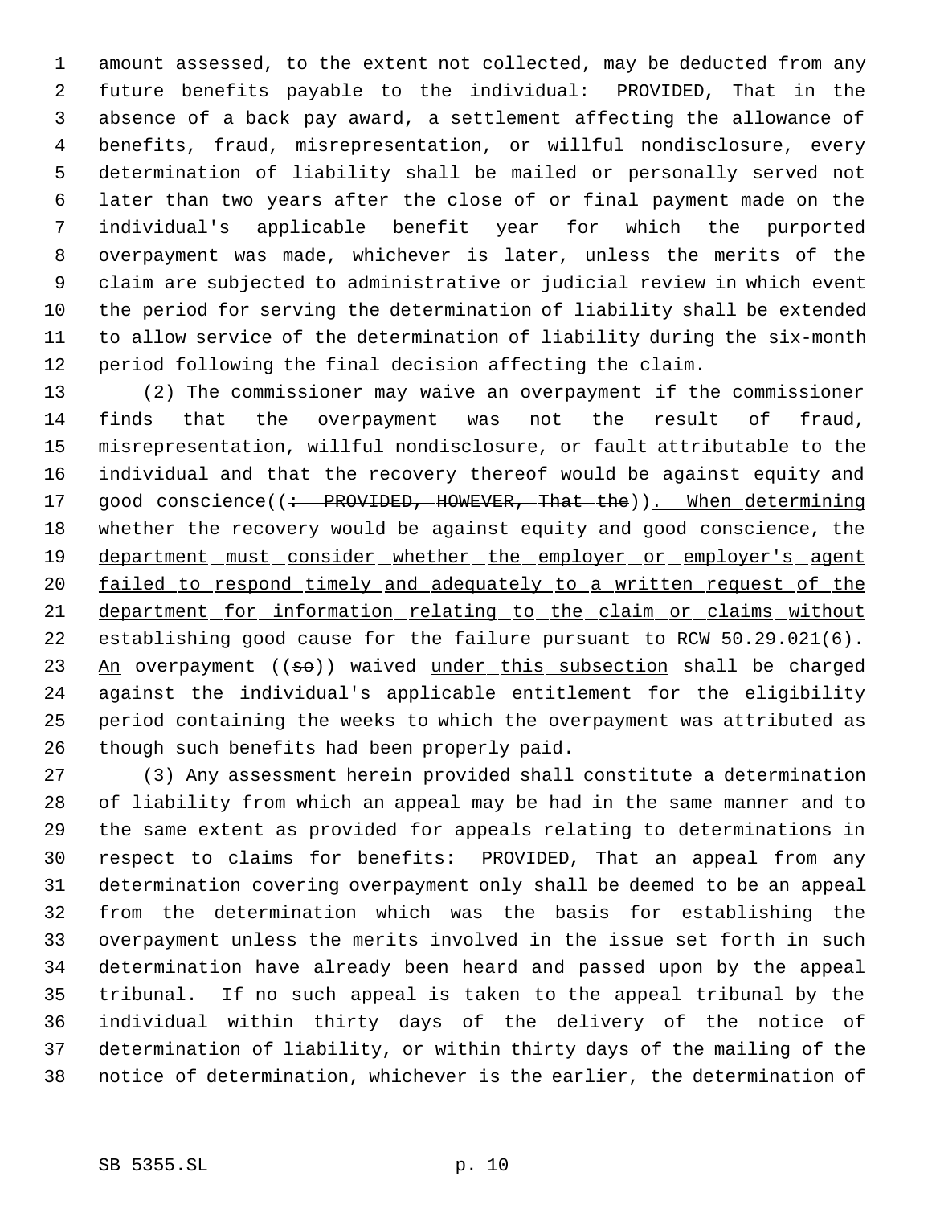amount assessed, to the extent not collected, may be deducted from any future benefits payable to the individual: PROVIDED, That in the absence of a back pay award, a settlement affecting the allowance of benefits, fraud, misrepresentation, or willful nondisclosure, every determination of liability shall be mailed or personally served not later than two years after the close of or final payment made on the individual's applicable benefit year for which the purported overpayment was made, whichever is later, unless the merits of the claim are subjected to administrative or judicial review in which event the period for serving the determination of liability shall be extended to allow service of the determination of liability during the six-month period following the final decision affecting the claim.

(2) The commissioner may waive an overpayment if the commissioner finds that the overpayment was not the result of fraud, misrepresentation, willful nondisclosure, or fault attributable to the individual and that the recovery thereof would be against equity and good conscience((~~: PROVIDED, HOWEVER, That the~~)). When determining whether the recovery would be against equity and good conscience, the department must consider whether the employer or employer's agent failed to respond timely and adequately to a written request of the department for information relating to the claim or claims without establishing good cause for the failure pursuant to RCW 50.29.021(6). An overpayment ((~~so~~)) waived under this subsection shall be charged against the individual's applicable entitlement for the eligibility period containing the weeks to which the overpayment was attributed as though such benefits had been properly paid.

(3) Any assessment herein provided shall constitute a determination of liability from which an appeal may be had in the same manner and to the same extent as provided for appeals relating to determinations in respect to claims for benefits: PROVIDED, That an appeal from any determination covering overpayment only shall be deemed to be an appeal from the determination which was the basis for establishing the overpayment unless the merits involved in the issue set forth in such determination have already been heard and passed upon by the appeal tribunal. If no such appeal is taken to the appeal tribunal by the individual within thirty days of the delivery of the notice of determination of liability, or within thirty days of the mailing of the notice of determination, whichever is the earlier, the determination of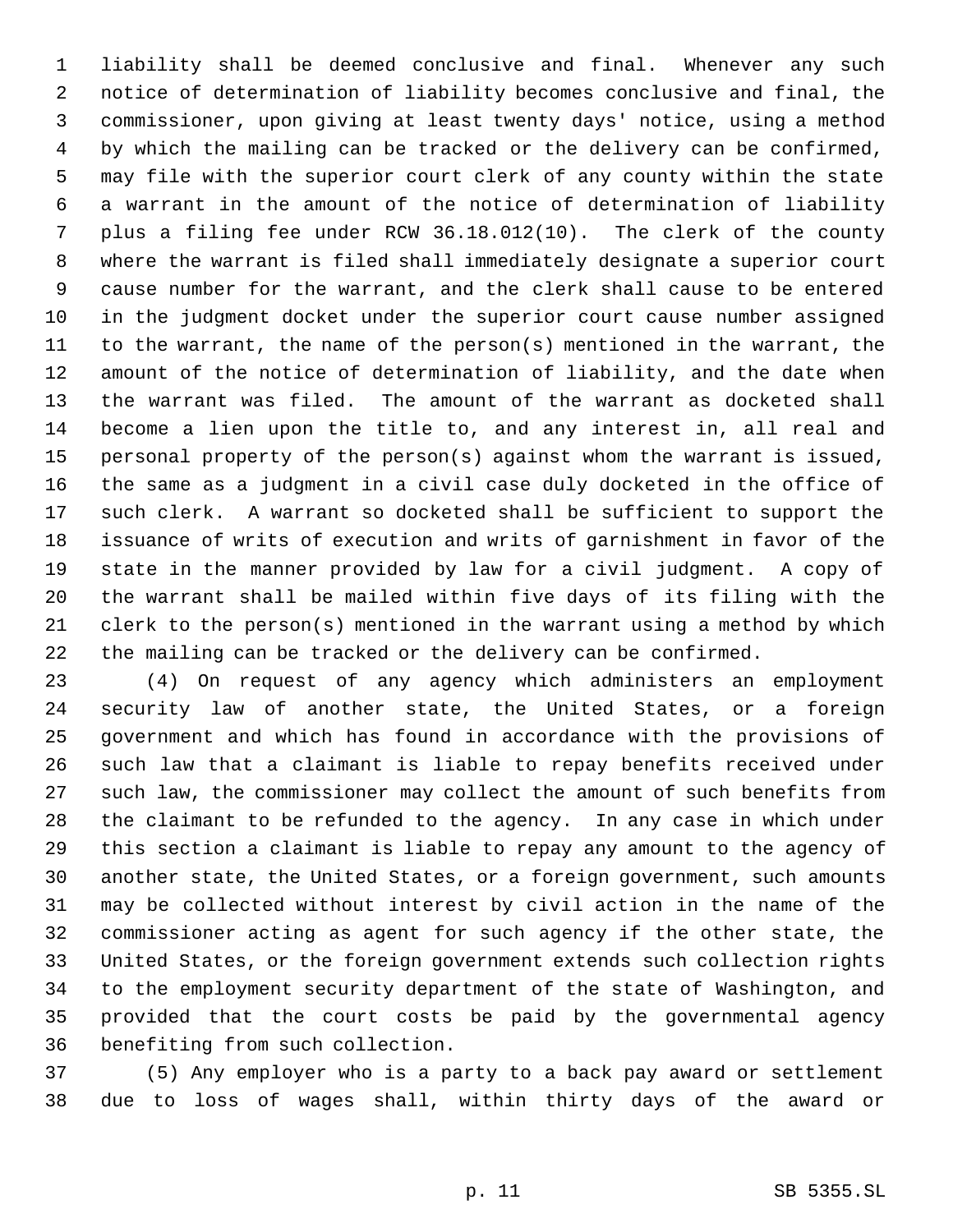liability shall be deemed conclusive and final. Whenever any such notice of determination of liability becomes conclusive and final, the commissioner, upon giving at least twenty days' notice, using a method by which the mailing can be tracked or the delivery can be confirmed, may file with the superior court clerk of any county within the state a warrant in the amount of the notice of determination of liability plus a filing fee under RCW 36.18.012(10). The clerk of the county where the warrant is filed shall immediately designate a superior court cause number for the warrant, and the clerk shall cause to be entered in the judgment docket under the superior court cause number assigned to the warrant, the name of the person(s) mentioned in the warrant, the amount of the notice of determination of liability, and the date when the warrant was filed. The amount of the warrant as docketed shall become a lien upon the title to, and any interest in, all real and personal property of the person(s) against whom the warrant is issued, the same as a judgment in a civil case duly docketed in the office of such clerk. A warrant so docketed shall be sufficient to support the issuance of writs of execution and writs of garnishment in favor of the state in the manner provided by law for a civil judgment. A copy of the warrant shall be mailed within five days of its filing with the clerk to the person(s) mentioned in the warrant using a method by which the mailing can be tracked or the delivery can be confirmed.

(4) On request of any agency which administers an employment security law of another state, the United States, or a foreign government and which has found in accordance with the provisions of such law that a claimant is liable to repay benefits received under such law, the commissioner may collect the amount of such benefits from the claimant to be refunded to the agency. In any case in which under this section a claimant is liable to repay any amount to the agency of another state, the United States, or a foreign government, such amounts may be collected without interest by civil action in the name of the commissioner acting as agent for such agency if the other state, the United States, or the foreign government extends such collection rights to the employment security department of the state of Washington, and provided that the court costs be paid by the governmental agency benefiting from such collection.

(5) Any employer who is a party to a back pay award or settlement due to loss of wages shall, within thirty days of the award or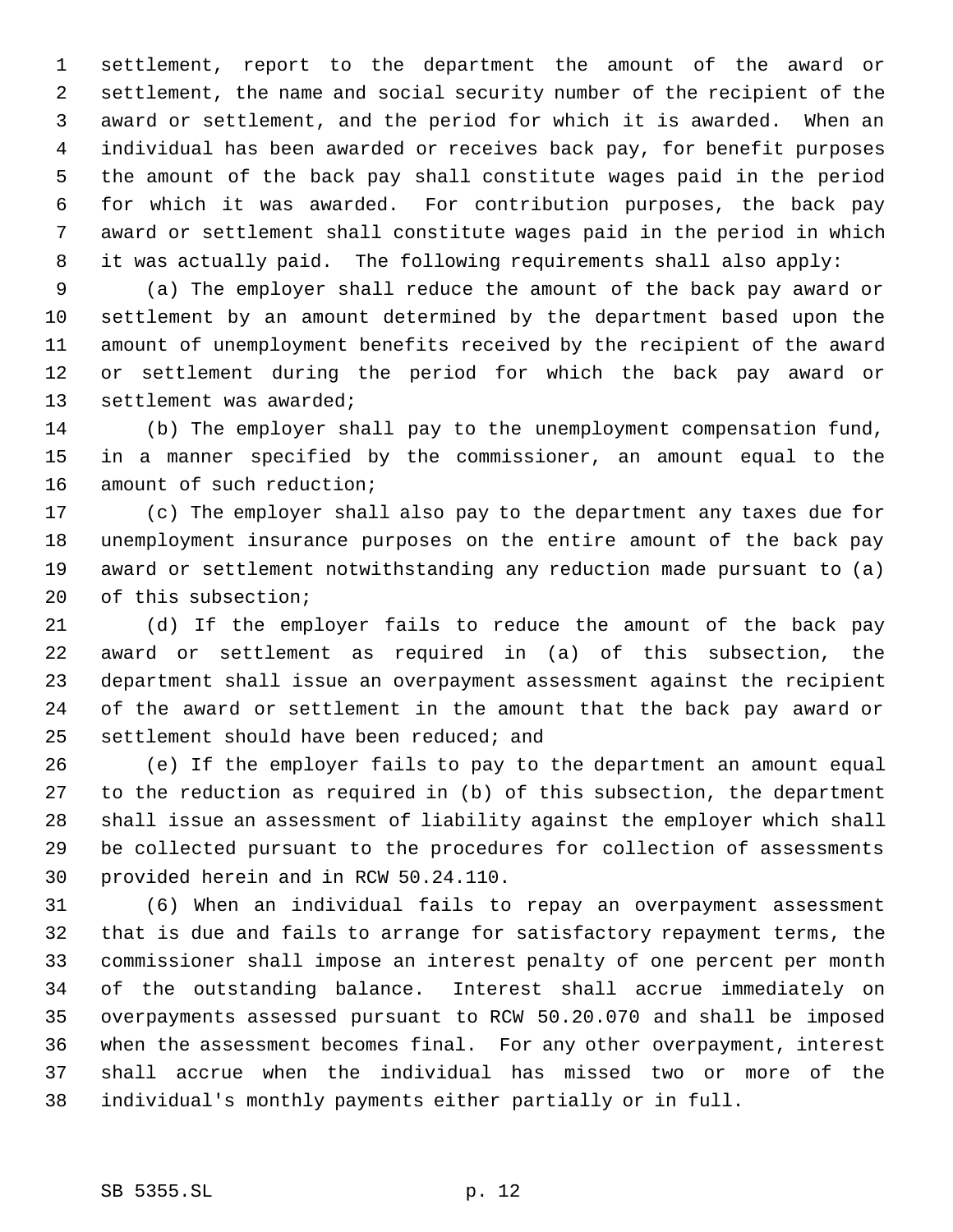settlement, report to the department the amount of the award or settlement, the name and social security number of the recipient of the award or settlement, and the period for which it is awarded. When an individual has been awarded or receives back pay, for benefit purposes the amount of the back pay shall constitute wages paid in the period for which it was awarded. For contribution purposes, the back pay award or settlement shall constitute wages paid in the period in which it was actually paid. The following requirements shall also apply:

(a) The employer shall reduce the amount of the back pay award or settlement by an amount determined by the department based upon the amount of unemployment benefits received by the recipient of the award or settlement during the period for which the back pay award or settlement was awarded;

(b) The employer shall pay to the unemployment compensation fund, in a manner specified by the commissioner, an amount equal to the amount of such reduction;

(c) The employer shall also pay to the department any taxes due for unemployment insurance purposes on the entire amount of the back pay award or settlement notwithstanding any reduction made pursuant to (a) of this subsection;

(d) If the employer fails to reduce the amount of the back pay award or settlement as required in (a) of this subsection, the department shall issue an overpayment assessment against the recipient of the award or settlement in the amount that the back pay award or settlement should have been reduced; and

(e) If the employer fails to pay to the department an amount equal to the reduction as required in (b) of this subsection, the department shall issue an assessment of liability against the employer which shall be collected pursuant to the procedures for collection of assessments provided herein and in RCW 50.24.110.

(6) When an individual fails to repay an overpayment assessment that is due and fails to arrange for satisfactory repayment terms, the commissioner shall impose an interest penalty of one percent per month of the outstanding balance. Interest shall accrue immediately on overpayments assessed pursuant to RCW 50.20.070 and shall be imposed when the assessment becomes final. For any other overpayment, interest shall accrue when the individual has missed two or more of the individual's monthly payments either partially or in full.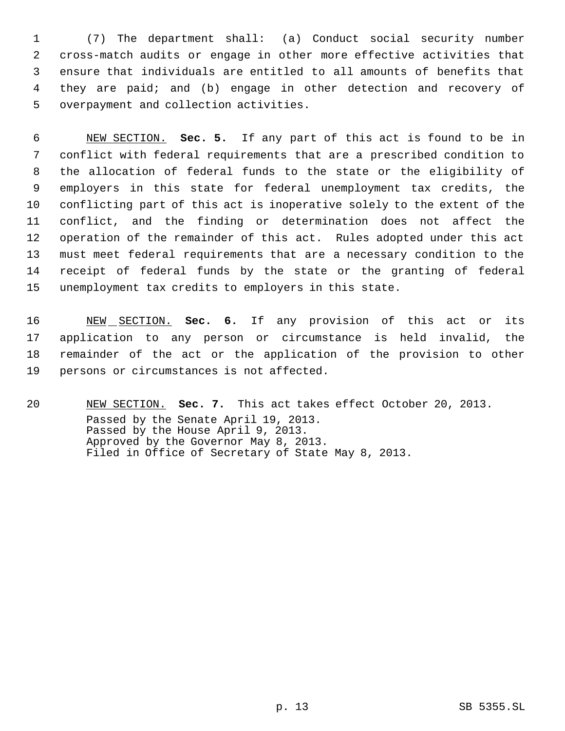(7) The department shall: (a) Conduct social security number cross-match audits or engage in other more effective activities that ensure that individuals are entitled to all amounts of benefits that they are paid; and (b) engage in other detection and recovery of overpayment and collection activities.

NEW SECTION. **Sec. 5.** If any part of this act is found to be in conflict with federal requirements that are a prescribed condition to the allocation of federal funds to the state or the eligibility of employers in this state for federal unemployment tax credits, the conflicting part of this act is inoperative solely to the extent of the conflict, and the finding or determination does not affect the operation of the remainder of this act. Rules adopted under this act must meet federal requirements that are a necessary condition to the receipt of federal funds by the state or the granting of federal unemployment tax credits to employers in this state.

NEW SECTION. **Sec. 6.** If any provision of this act or its application to any person or circumstance is held invalid, the remainder of the act or the application of the provision to other persons or circumstances is not affected.

NEW SECTION. **Sec. 7.** This act takes effect October 20, 2013.

Passed by the Senate April 19, 2013.
Passed by the House April 9, 2013.
Approved by the Governor May 8, 2013.
Filed in Office of Secretary of State May 8, 2013.